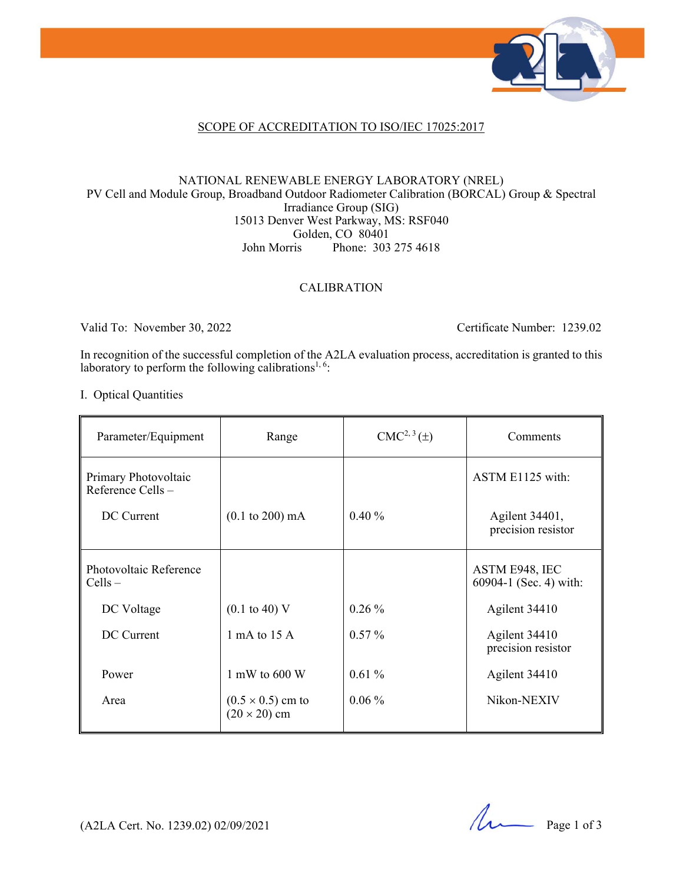SCOPE OF ACCREDITATION TO ISO/IEC 17025:2017

NATIONAL RENEWABLE ENERGY LABORATORY (NREL)
PV Cell and Module Group, Broadband Outdoor Radiometer Calibration (BORCAL) Group & Spectral Irradiance Group (SIG)
15013 Denver West Parkway, MS: RSF040
Golden, CO 80401
John Morris Phone: 303 275 4618

CALIBRATION

Valid To: November 30, 2022 Certificate Number: 1239.02

In recognition of the successful completion of the A2LA evaluation process, accreditation is granted to this laboratory to perform the following calibrations[1, 6]:

I. Optical Quantities

| Parameter/Equipment | Range | CMC[2, 3] (±) | Comments |
|---|---|---|---|
| Primary Photovoltaic Reference Cells – | | | ASTM E1125 with: |
| DC Current | (0.1 to 200) mA | 0.40 % | Agilent 34401, precision resistor |
| Photovoltaic Reference Cells – | | | ASTM E948, IEC 60904-1 (Sec. 4) with: |
| DC Voltage | (0.1 to 40) V | 0.26 % | Agilent 34410 |
| DC Current | 1 mA to 15 A | 0.57 % | Agilent 34410 precision resistor |
| Power | 1 mW to 600 W | 0.61 % | Agilent 34410 |
| Area | (0.5 × 0.5) cm to (20 × 20) cm | 0.06 % | Nikon-NEXIV |

(A2LA Cert. No. 1239.02) 02/09/2021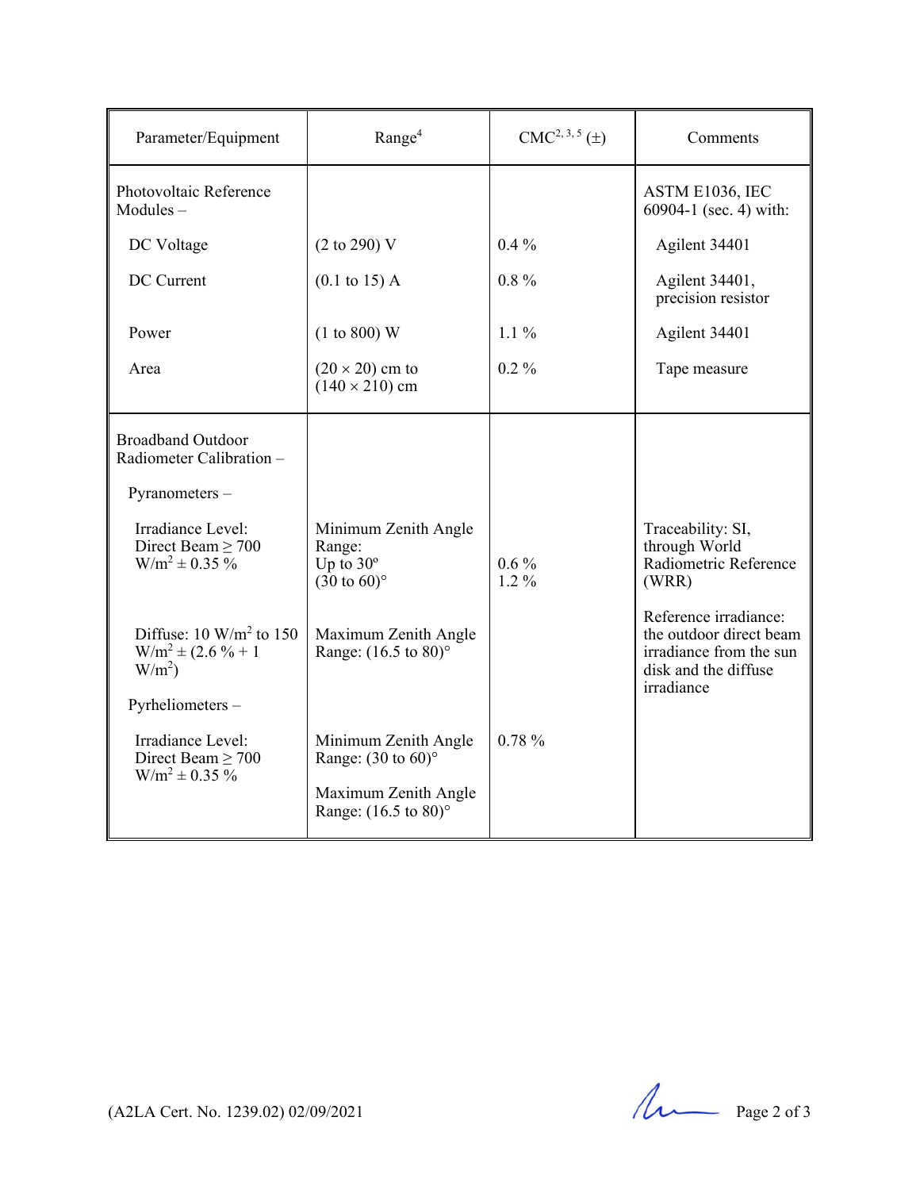| Parameter/Equipment | Range[4] | CMC[2, 3, 5] (±) | Comments |
|---|---|---|---|
| Photovoltaic Reference Modules – | | | ASTM E1036, IEC 60904-1 (sec. 4) with: |
| DC Voltage | (2 to 290) V | 0.4 % | Agilent 34401 |
| DC Current | (0.1 to 15) A | 0.8 % | Agilent 34401, precision resistor |
| Power | (1 to 800) W | 1.1 % | Agilent 34401 |
| Area | (20 × 20) cm to (140 × 210) cm | 0.2 % | Tape measure |
| Broadband Outdoor Radiometer Calibration – | | | |
| Pyranometers – | | | |
| Irradiance Level: Direct Beam ≥ 700 $W/m^2$ ± 0.35 % | Minimum Zenith Angle Range: Up to 30º (30 to 60)° | 0.6 % 1.2 % | Traceability: SI, through World Radiometric Reference (WRR) |
| Diffuse: 10 $W/m^2$ to 150 $W/m^2$ ± (2.6 % + 1 $W/m^2$) | Maximum Zenith Angle Range: (16.5 to 80)° | | Reference irradiance: the outdoor direct beam irradiance from the sun disk and the diffuse irradiance |
| Pyrheliometers – | | | |
| Irradiance Level: Direct Beam ≥ 700 $W/m^2$ ± 0.35 % | Minimum Zenith Angle Range: (30 to 60)° Maximum Zenith Angle Range: (16.5 to 80)° | 0.78 % | |

(A2LA Cert. No. 1239.02) 02/09/2021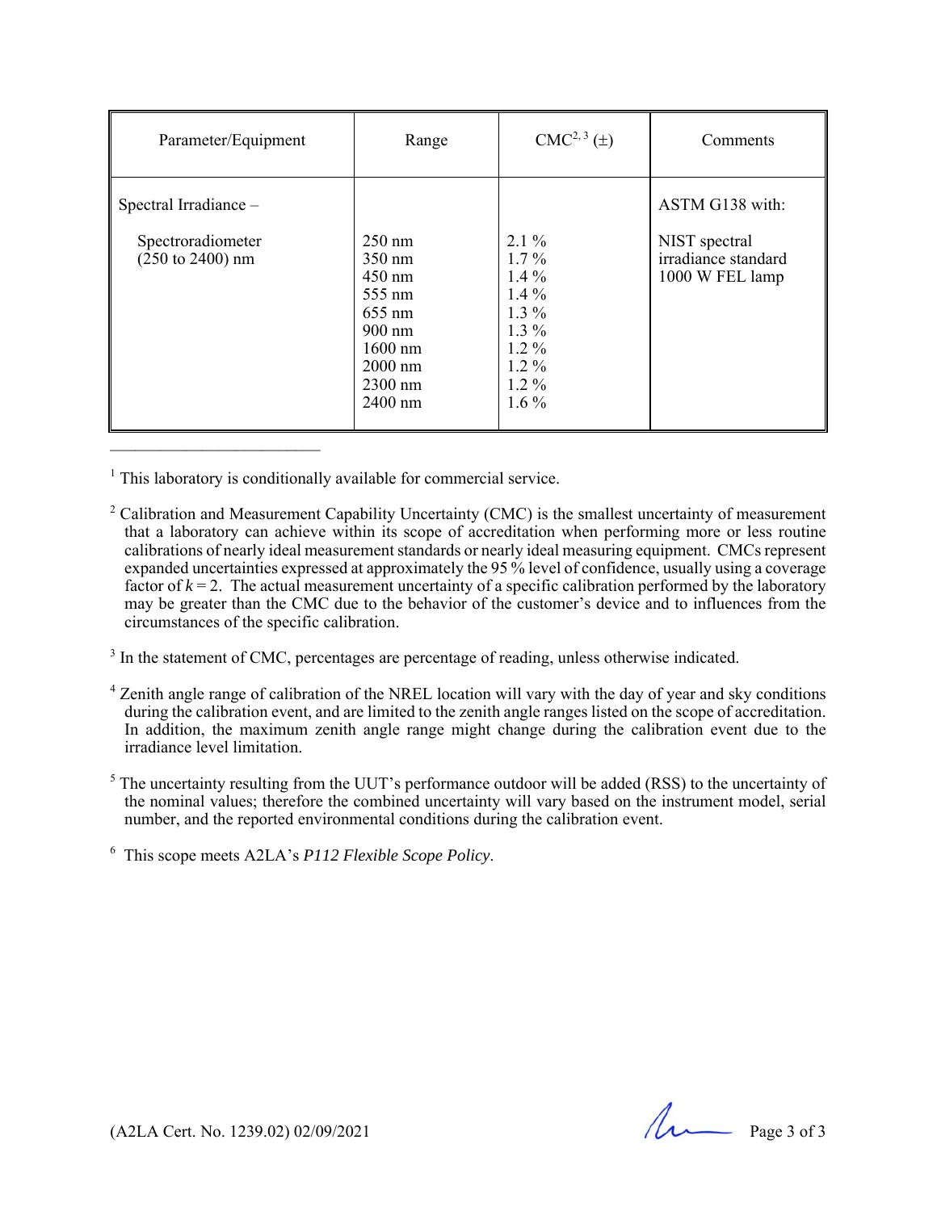| Parameter/Equipment | Range | CMC[2, 3] (±) | Comments |
|---|---|---|---|
| Spectral Irradiance – | | | ASTM G138 with: |
| Spectroradiometer (250 to 2400) nm | 250 nm | 2.1 % | NIST spectral irradiance standard 1000 W FEL lamp |
| | 350 nm | 1.7 % | |
| | 450 nm | 1.4 % | |
| | 555 nm | 1.4 % | |
| | 655 nm | 1.3 % | |
| | 900 nm | 1.3 % | |
| | 1600 nm | 1.2 % | |
| | 2000 nm | 1.2 % | |
| | 2300 nm | 1.2 % | |
| | 2400 nm | 1.6 % | |

---

[1] This laboratory is conditionally available for commercial service.

[2] Calibration and Measurement Capability Uncertainty (CMC) is the smallest uncertainty of measurement that a laboratory can achieve within its scope of accreditation when performing more or less routine calibrations of nearly ideal measurement standards or nearly ideal measuring equipment. CMCs represent expanded uncertainties expressed at approximately the 95 % level of confidence, usually using a coverage factor of $k = 2$. The actual measurement uncertainty of a specific calibration performed by the laboratory may be greater than the CMC due to the behavior of the customer's device and to influences from the circumstances of the specific calibration.

[3] In the statement of CMC, percentages are percentage of reading, unless otherwise indicated.

[4] Zenith angle range of calibration of the NREL location will vary with the day of year and sky conditions during the calibration event, and are limited to the zenith angle ranges listed on the scope of accreditation. In addition, the maximum zenith angle range might change during the calibration event due to the irradiance level limitation.

[5] The uncertainty resulting from the UUT's performance outdoor will be added (RSS) to the uncertainty of the nominal values; therefore the combined uncertainty will vary based on the instrument model, serial number, and the reported environmental conditions during the calibration event.

[6] This scope meets A2LA's *P112 Flexible Scope Policy*.

(A2LA Cert. No. 1239.02) 02/09/2021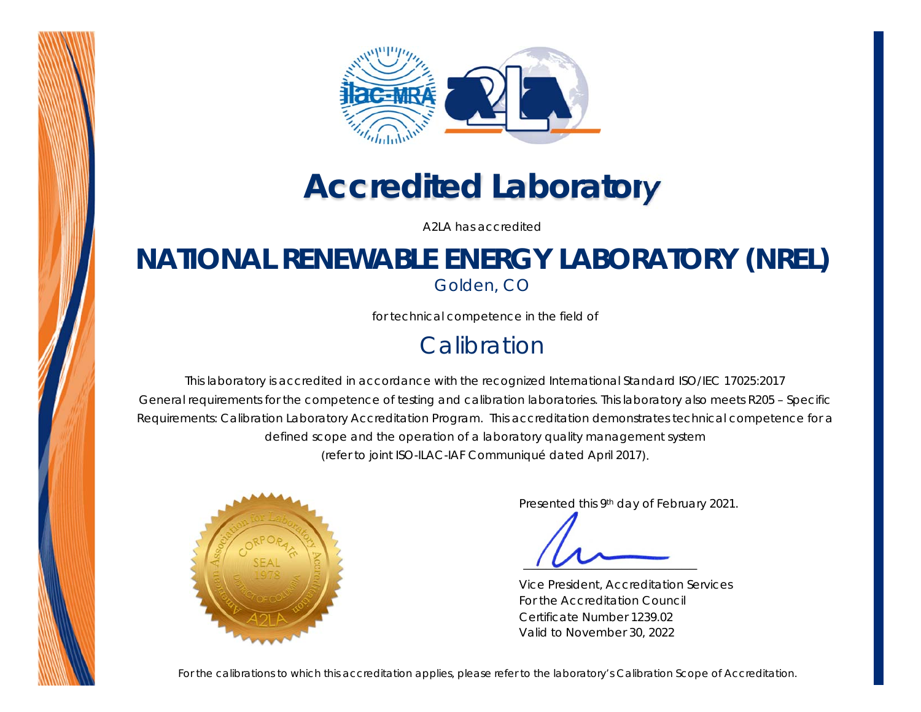# Accredited Laboratory

A2LA has accredited

## NATIONAL RENEWABLE ENERGY LABORATORY (NREL)

Golden, CO

for technical competence in the field of

## Calibration

This laboratory is accredited in accordance with the recognized International Standard ISO/IEC 17025:2017 General requirements for the competence of testing and calibration laboratories. This laboratory also meets R205 – Specific Requirements: Calibration Laboratory Accreditation Program. This accreditation demonstrates technical competence for a defined scope and the operation of a laboratory quality management system (refer to joint ISO-ILAC-IAF Communiqué dated April 2017).

Presented this 9th day of February 2021.

Vice President, Accreditation Services
For the Accreditation Council
Certificate Number 1239.02
Valid to November 30, 2022

For the calibrations to which this accreditation applies, please refer to the laboratory's Calibration Scope of Accreditation.